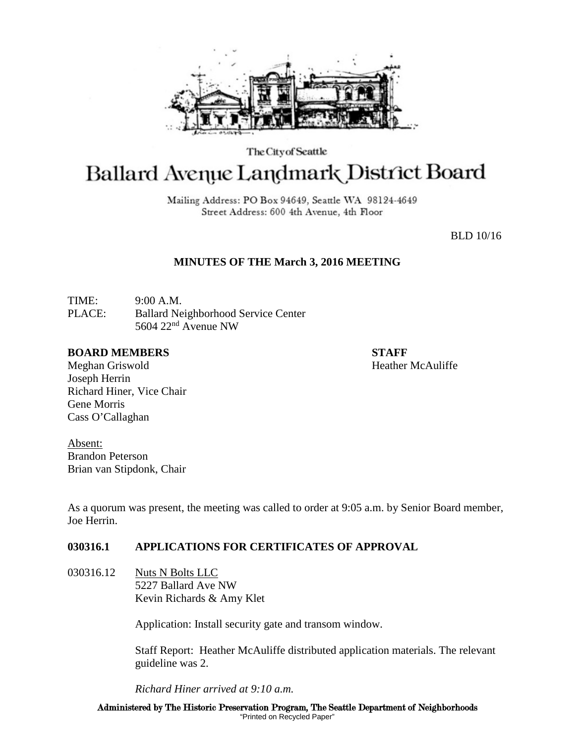The City of Seattle

# Ballard Avenue Landmark District Board

Mailing Address: PO Box 94649, Seattle WA 98124-4649
Street Address: 600 4th Avenue, 4th Floor

BLD 10/16

## MINUTES OF THE March 3, 2016 MEETING

TIME: 9:00 A.M.
PLACE: Ballard Neighborhood Service Center
5604 22nd Avenue NW

**BOARD MEMBERS**
Meghan Griswold
Joseph Herrin
Richard Hiner, Vice Chair
Gene Morris
Cass O'Callaghan

**STAFF**
Heather McAuliffe

Absent:
Brandon Peterson
Brian van Stipdonk, Chair

As a quorum was present, the meeting was called to order at 9:05 a.m. by Senior Board member, Joe Herrin.

### 030316.1 APPLICATIONS FOR CERTIFICATES OF APPROVAL

030316.12 Nuts N Bolts LLC
5227 Ballard Ave NW
Kevin Richards & Amy Klet

Application: Install security gate and transom window.

Staff Report: Heather McAuliffe distributed application materials. The relevant guideline was 2.

*Richard Hiner arrived at 9:10 a.m.*

Administered by The Historic Preservation Program, The Seattle Department of Neighborhoods
"Printed on Recycled Paper"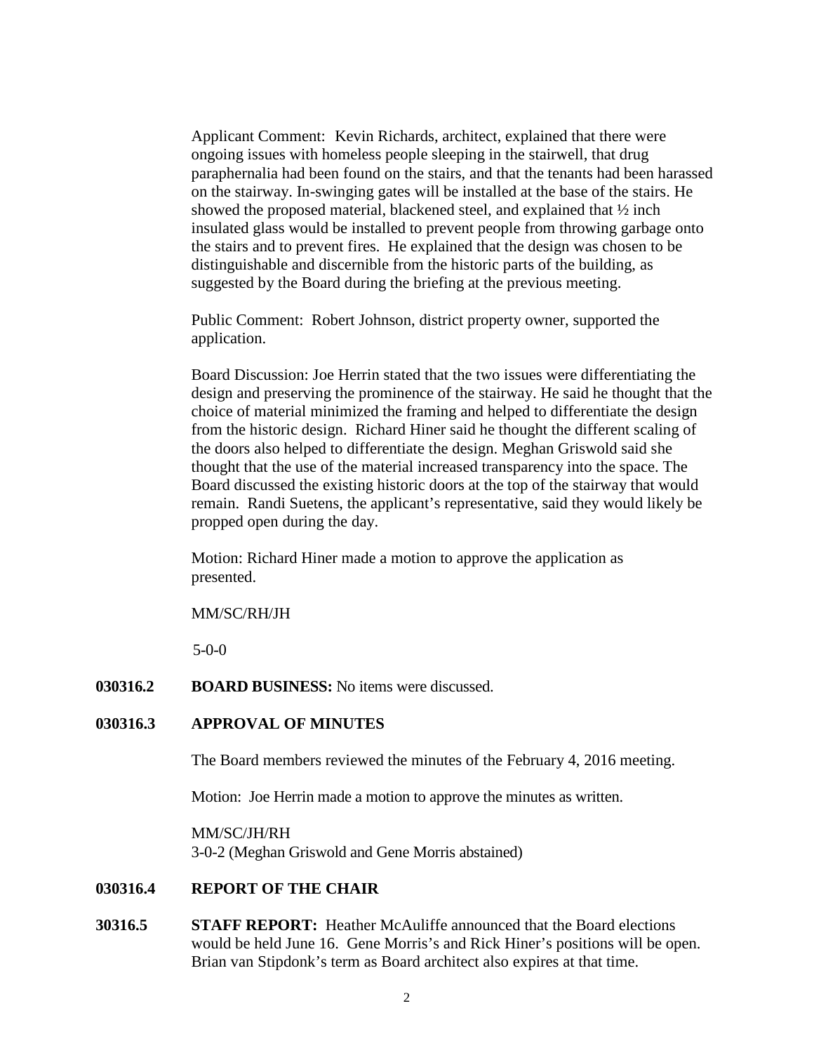Applicant Comment: Kevin Richards, architect, explained that there were ongoing issues with homeless people sleeping in the stairwell, that drug paraphernalia had been found on the stairs, and that the tenants had been harassed on the stairway. In-swinging gates will be installed at the base of the stairs. He showed the proposed material, blackened steel, and explained that ½ inch insulated glass would be installed to prevent people from throwing garbage onto the stairs and to prevent fires. He explained that the design was chosen to be distinguishable and discernible from the historic parts of the building, as suggested by the Board during the briefing at the previous meeting.

Public Comment: Robert Johnson, district property owner, supported the application.

Board Discussion: Joe Herrin stated that the two issues were differentiating the design and preserving the prominence of the stairway. He said he thought that the choice of material minimized the framing and helped to differentiate the design from the historic design. Richard Hiner said he thought the different scaling of the doors also helped to differentiate the design. Meghan Griswold said she thought that the use of the material increased transparency into the space. The Board discussed the existing historic doors at the top of the stairway that would remain. Randi Suetens, the applicant's representative, said they would likely be propped open during the day.

Motion: Richard Hiner made a motion to approve the application as presented.

MM/SC/RH/JH

5-0-0

**030316.2 BOARD BUSINESS:** No items were discussed.

**030316.3 APPROVAL OF MINUTES**

The Board members reviewed the minutes of the February 4, 2016 meeting.

Motion: Joe Herrin made a motion to approve the minutes as written.

MM/SC/JH/RH
3-0-2 (Meghan Griswold and Gene Morris abstained)

**030316.4 REPORT OF THE CHAIR**

**30316.5 STAFF REPORT:** Heather McAuliffe announced that the Board elections would be held June 16. Gene Morris's and Rick Hiner's positions will be open. Brian van Stipdonk's term as Board architect also expires at that time.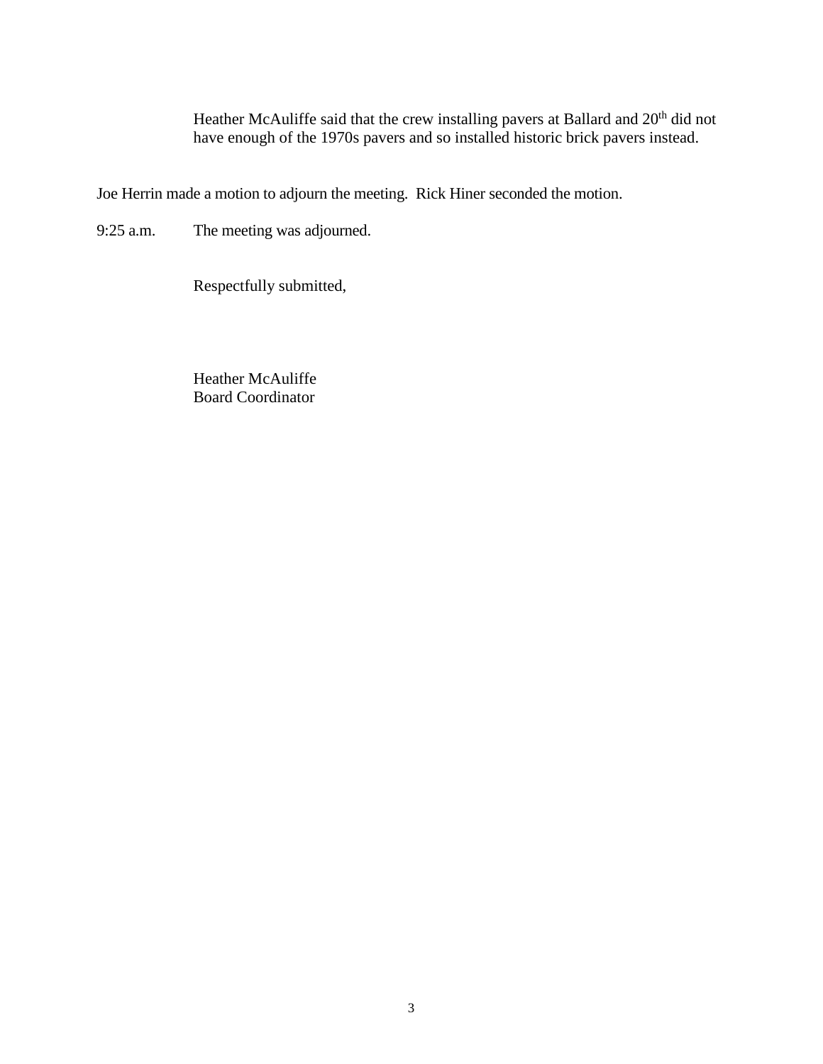Heather McAuliffe said that the crew installing pavers at Ballard and 20th did not have enough of the 1970s pavers and so installed historic brick pavers instead.

Joe Herrin made a motion to adjourn the meeting. Rick Hiner seconded the motion.

9:25 a.m. The meeting was adjourned.

Respectfully submitted,

Heather McAuliffe
Board Coordinator